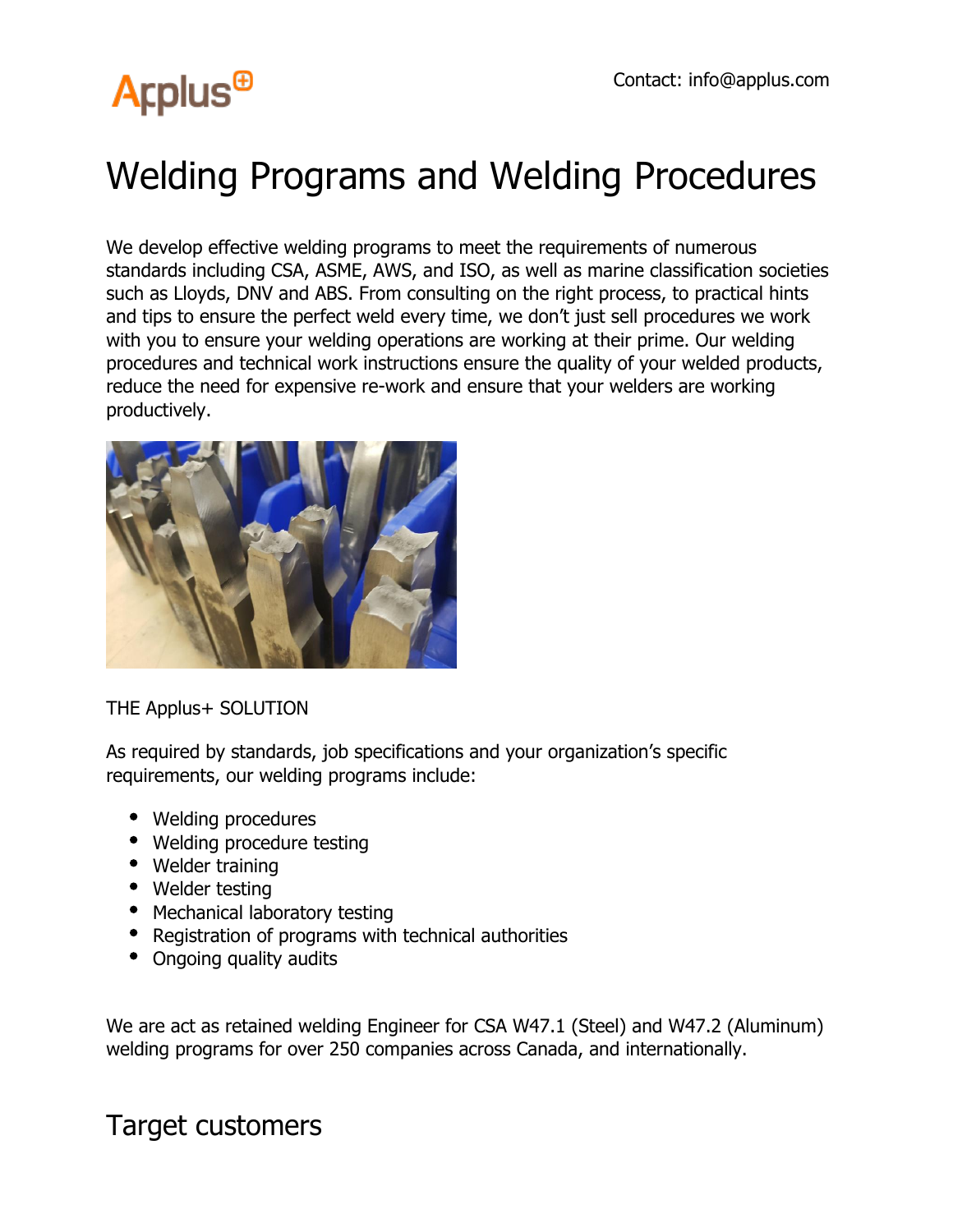Contact: info@applus.com

# Welding Programs and Welding Procedures

We develop effective welding programs to meet the requirements of numerous standards including CSA, ASME, AWS, and ISO, as well as marine classification societies such as Lloyds, DNV and ABS. From consulting on the right process, to practical hints and tips to ensure the perfect weld every time, we don't just sell procedures we work with you to ensure your welding operations are working at their prime. Our welding procedures and technical work instructions ensure the quality of your welded products, reduce the need for expensive re-work and ensure that your welders are working productively.

THE Applus+ SOLUTION

As required by standards, job specifications and your organization's specific requirements, our welding programs include:

- Welding procedures
- Welding procedure testing
- Welder training
- Welder testing
- Mechanical laboratory testing
- Registration of programs with technical authorities
- Ongoing quality audits

We are act as retained welding Engineer for CSA W47.1 (Steel) and W47.2 (Aluminum) welding programs for over 250 companies across Canada, and internationally.

## Target customers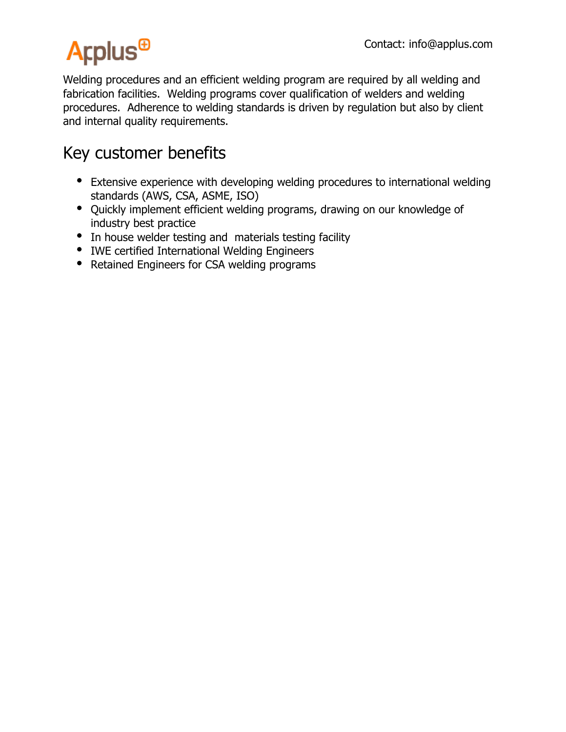Contact: info@applus.com

Welding procedures and an efficient welding program are required by all welding and fabrication facilities. Welding programs cover qualification of welders and welding procedures. Adherence to welding standards is driven by regulation but also by client and internal quality requirements.

## Key customer benefits

- Extensive experience with developing welding procedures to international welding standards (AWS, CSA, ASME, ISO)
- Quickly implement efficient welding programs, drawing on our knowledge of industry best practice
- In house welder testing and materials testing facility
- IWE certified International Welding Engineers
- Retained Engineers for CSA welding programs